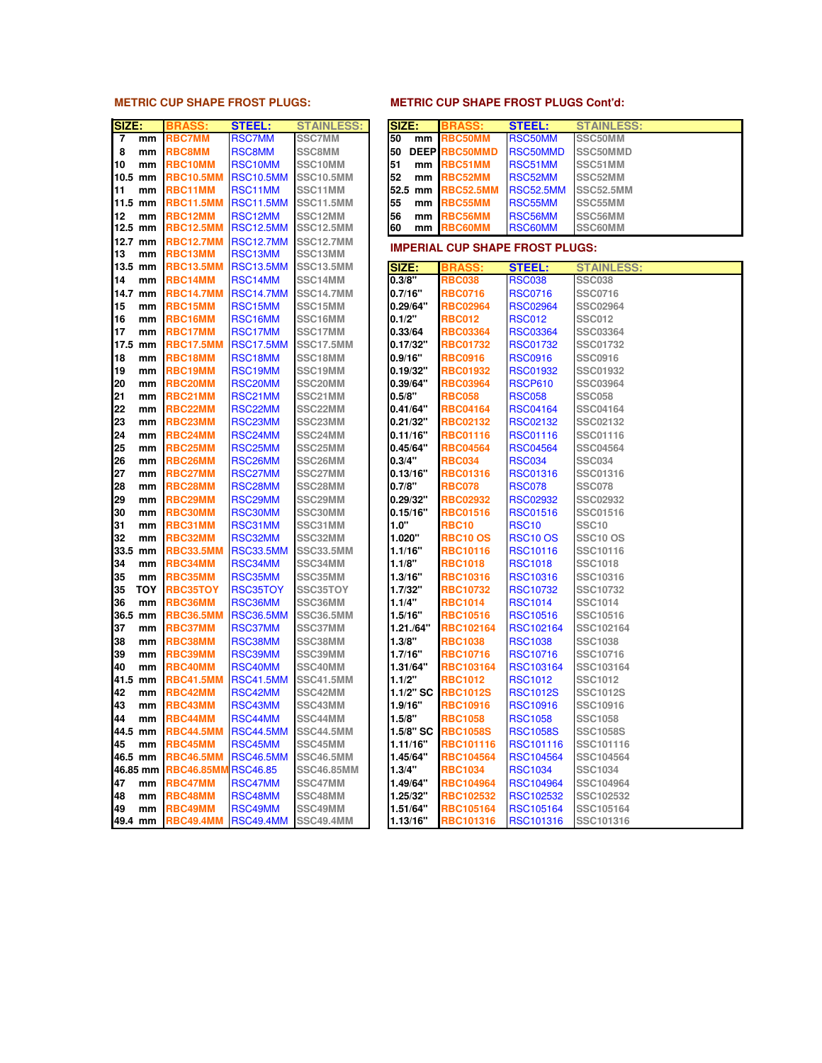## METRIC CUP SHAPE FROST PLUGS:

| SIZE: | BRASS: | STEEL: | STAINLESS: |
|---|---|---|---|
| 7 mm | RBC7MM | RSC7MM | SSC7MM |
| 8 mm | RBC8MM | RSC8MM | SSC8MM |
| 10 mm | RBC10MM | RSC10MM | SSC10MM |
| 10.5 mm | RBC10.5MM | RSC10.5MM | SSC10.5MM |
| 11 mm | RBC11MM | RSC11MM | SSC11MM |
| 11.5 mm | RBC11.5MM | RSC11.5MM | SSC11.5MM |
| 12 mm | RBC12MM | RSC12MM | SSC12MM |
| 12.5 mm | RBC12.5MM | RSC12.5MM | SSC12.5MM |
| 12.7 mm | RBC12.7MM | RSC12.7MM | SSC12.7MM |
| 13 mm | RBC13MM | RSC13MM | SSC13MM |
| 13.5 mm | RBC13.5MM | RSC13.5MM | SSC13.5MM |
| 14 mm | RBC14MM | RSC14MM | SSC14MM |
| 14.7 mm | RBC14.7MM | RSC14.7MM | SSC14.7MM |
| 15 mm | RBC15MM | RSC15MM | SSC15MM |
| 16 mm | RBC16MM | RSC16MM | SSC16MM |
| 17 mm | RBC17MM | RSC17MM | SSC17MM |
| 17.5 mm | RBC17.5MM | RSC17.5MM | SSC17.5MM |
| 18 mm | RBC18MM | RSC18MM | SSC18MM |
| 19 mm | RBC19MM | RSC19MM | SSC19MM |
| 20 mm | RBC20MM | RSC20MM | SSC20MM |
| 21 mm | RBC21MM | RSC21MM | SSC21MM |
| 22 mm | RBC22MM | RSC22MM | SSC22MM |
| 23 mm | RBC23MM | RSC23MM | SSC23MM |
| 24 mm | RBC24MM | RSC24MM | SSC24MM |
| 25 mm | RBC25MM | RSC25MM | SSC25MM |
| 26 mm | RBC26MM | RSC26MM | SSC26MM |
| 27 mm | RBC27MM | RSC27MM | SSC27MM |
| 28 mm | RBC28MM | RSC28MM | SSC28MM |
| 29 mm | RBC29MM | RSC29MM | SSC29MM |
| 30 mm | RBC30MM | RSC30MM | SSC30MM |
| 31 mm | RBC31MM | RSC31MM | SSC31MM |
| 32 mm | RBC32MM | RSC32MM | SSC32MM |
| 33.5 mm | RBC33.5MM | RSC33.5MM | SSC33.5MM |
| 34 mm | RBC34MM | RSC34MM | SSC34MM |
| 35 mm | RBC35MM | RSC35MM | SSC35MM |
| 35 TOY | RBC35TOY | RSC35TOY | SSC35TOY |
| 36 mm | RBC36MM | RSC36MM | SSC36MM |
| 36.5 mm | RBC36.5MM | RSC36.5MM | SSC36.5MM |
| 37 mm | RBC37MM | RSC37MM | SSC37MM |
| 38 mm | RBC38MM | RSC38MM | SSC38MM |
| 39 mm | RBC39MM | RSC39MM | SSC39MM |
| 40 mm | RBC40MM | RSC40MM | SSC40MM |
| 41.5 mm | RBC41.5MM | RSC41.5MM | SSC41.5MM |
| 42 mm | RBC42MM | RSC42MM | SSC42MM |
| 43 mm | RBC43MM | RSC43MM | SSC43MM |
| 44 mm | RBC44MM | RSC44MM | SSC44MM |
| 44.5 mm | RBC44.5MM | RSC44.5MM | SSC44.5MM |
| 45 mm | RBC45MM | RSC45MM | SSC45MM |
| 46.5 mm | RBC46.5MM | RSC46.5MM | SSC46.5MM |
| 46.85 mm | RBC46.85MM | RSC46.85 | SSC46.85MM |
| 47 mm | RBC47MM | RSC47MM | SSC47MM |
| 48 mm | RBC48MM | RSC48MM | SSC48MM |
| 49 mm | RBC49MM | RSC49MM | SSC49MM |
| 49.4 mm | RBC49.4MM | RSC49.4MM | SSC49.4MM |

## METRIC CUP SHAPE FROST PLUGS Cont'd:

| SIZE: | BRASS: | STEEL: | STAINLESS: |
|---|---|---|---|
| 50 mm | RBC50MM | RSC50MM | SSC50MM |
| 50 DEEP | RBC50MMD | RSC50MMD | SSC50MMD |
| 51 mm | RBC51MM | RSC51MM | SSC51MM |
| 52 mm | RBC52MM | RSC52MM | SSC52MM |
| 52.5 mm | RBC52.5MM | RSC52.5MM | SSC52.5MM |
| 55 mm | RBC55MM | RSC55MM | SSC55MM |
| 56 mm | RBC56MM | RSC56MM | SSC56MM |
| 60 mm | RBC60MM | RSC60MM | SSC60MM |

## IMPERIAL CUP SHAPE FROST PLUGS:

| SIZE: | BRASS: | STEEL: | STAINLESS: |
|---|---|---|---|
| 0.3/8" | RBC038 | RSC038 | SSC038 |
| 0.7/16" | RBC0716 | RSC0716 | SSC0716 |
| 0.29/64" | RBC02964 | RSC02964 | SSC02964 |
| 0.1/2" | RBC012 | RSC012 | SSC012 |
| 0.33/64 | RBC03364 | RSC03364 | SSC03364 |
| 0.17/32" | RBC01732 | RSC01732 | SSC01732 |
| 0.9/16" | RBC0916 | RSC0916 | SSC0916 |
| 0.19/32" | RBC01932 | RSC01932 | SSC01932 |
| 0.39/64" | RBC03964 | RSCP610 | SSC03964 |
| 0.5/8" | RBC058 | RSC058 | SSC058 |
| 0.41/64" | RBC04164 | RSC04164 | SSC04164 |
| 0.21/32" | RBC02132 | RSC02132 | SSC02132 |
| 0.11/16" | RBC01116 | RSC01116 | SSC01116 |
| 0.45/64" | RBC04564 | RSC04564 | SSC04564 |
| 0.3/4" | RBC034 | RSC034 | SSC034 |
| 0.13/16" | RBC01316 | RSC01316 | SSC01316 |
| 0.7/8" | RBC078 | RSC078 | SSC078 |
| 0.29/32" | RBC02932 | RSC02932 | SSC02932 |
| 0.15/16" | RBC01516 | RSC01516 | SSC01516 |
| 1.0" | RBC10 | RSC10 | SSC10 |
| 1.020" | RBC10 OS | RSC10 OS | SSC10 OS |
| 1.1/16" | RBC10116 | RSC10116 | SSC10116 |
| 1.1/8" | RBC1018 | RSC1018 | SSC1018 |
| 1.3/16" | RBC10316 | RSC10316 | SSC10316 |
| 1.7/32" | RBC10732 | RSC10732 | SSC10732 |
| 1.1/4" | RBC1014 | RSC1014 | SSC1014 |
| 1.5/16" | RBC10516 | RSC10516 | SSC10516 |
| 1.21./64" | RBC102164 | RSC102164 | SSC102164 |
| 1.3/8" | RBC1038 | RSC1038 | SSC1038 |
| 1.7/16" | RBC10716 | RSC10716 | SSC10716 |
| 1.31/64" | RBC103164 | RSC103164 | SSC103164 |
| 1.1/2" | RBC1012 | RSC1012 | SSC1012 |
| 1.1/2" SC | RBC1012S | RSC1012S | SSC1012S |
| 1.9/16" | RBC10916 | RSC10916 | SSC10916 |
| 1.5/8" | RBC1058 | RSC1058 | SSC1058 |
| 1.5/8" SC | RBC1058S | RSC1058S | SSC1058S |
| 1.11/16" | RBC101116 | RSC101116 | SSC101116 |
| 1.45/64" | RBC104564 | RSC104564 | SSC104564 |
| 1.3/4" | RBC1034 | RSC1034 | SSC1034 |
| 1.49/64" | RBC104964 | RSC104964 | SSC104964 |
| 1.25/32" | RBC102532 | RSC102532 | SSC102532 |
| 1.51/64" | RBC105164 | RSC105164 | SSC105164 |
| 1.13/16" | RBC101316 | RSC101316 | SSC101316 |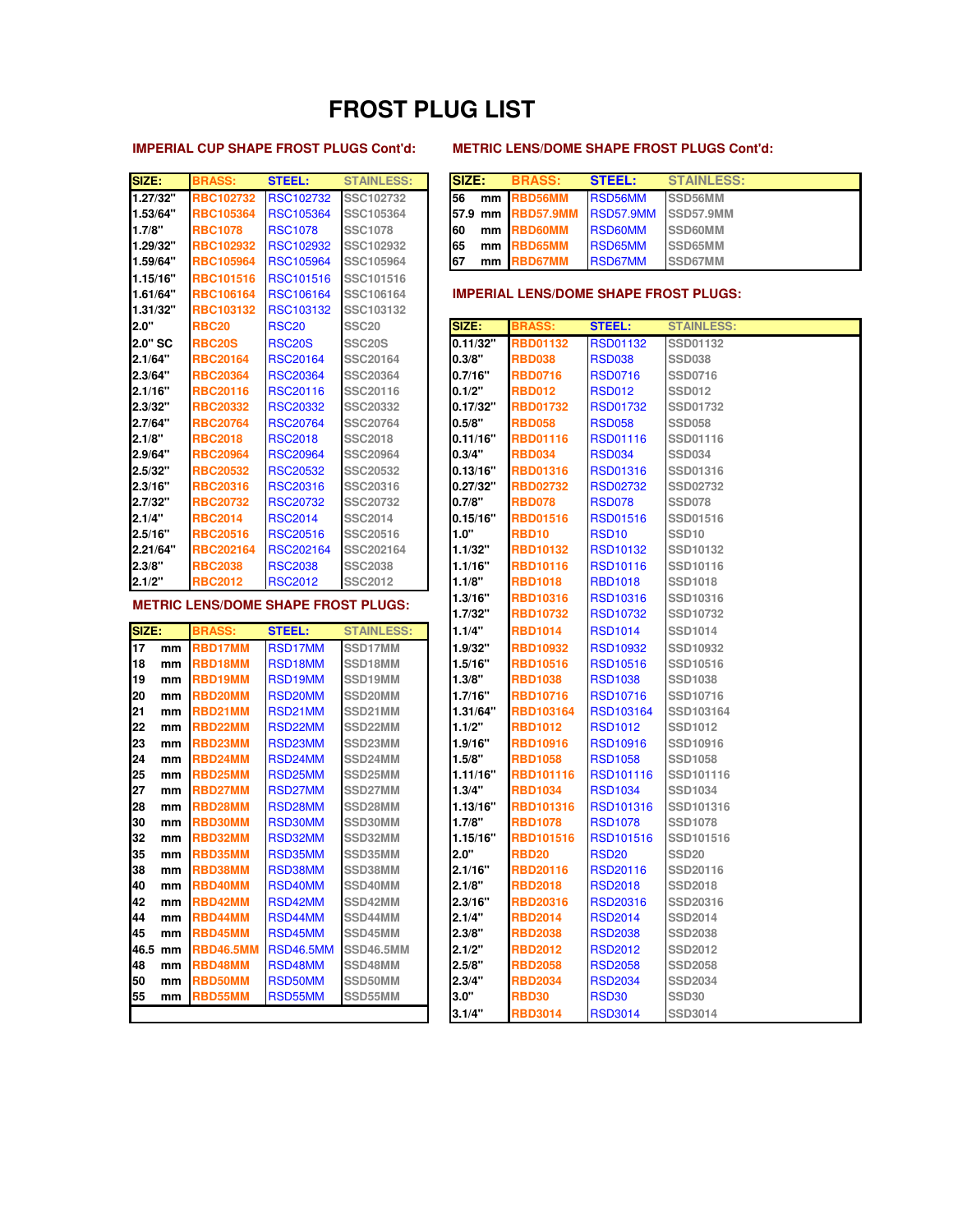# FROST PLUG LIST

### IMPERIAL CUP SHAPE FROST PLUGS Cont'd:

| SIZE: | BRASS: | STEEL: | STAINLESS: |
|---|---|---|---|
| 1.27/32" | RBC102732 | RSC102732 | SSC102732 |
| 1.53/64" | RBC105364 | RSC105364 | SSC105364 |
| 1.7/8" | RBC1078 | RSC1078 | SSC1078 |
| 1.29/32" | RBC102932 | RSC102932 | SSC102932 |
| 1.59/64" | RBC105964 | RSC105964 | SSC105964 |
| 1.15/16" | RBC101516 | RSC101516 | SSC101516 |
| 1.61/64" | RBC106164 | RSC106164 | SSC106164 |
| 1.31/32" | RBC103132 | RSC103132 | SSC103132 |
| 2.0" | RBC20 | RSC20 | SSC20 |
| 2.0" SC | RBC20S | RSC20S | SSC20S |
| 2.1/64" | RBC20164 | RSC20164 | SSC20164 |
| 2.3/64" | RBC20364 | RSC20364 | SSC20364 |
| 2.1/16" | RBC20116 | RSC20116 | SSC20116 |
| 2.3/32" | RBC20332 | RSC20332 | SSC20332 |
| 2.7/64" | RBC20764 | RSC20764 | SSC20764 |
| 2.1/8" | RBC2018 | RSC2018 | SSC2018 |
| 2.9/64" | RBC20964 | RSC20964 | SSC20964 |
| 2.5/32" | RBC20532 | RSC20532 | SSC20532 |
| 2.3/16" | RBC20316 | RSC20316 | SSC20316 |
| 2.7/32" | RBC20732 | RSC20732 | SSC20732 |
| 2.1/4" | RBC2014 | RSC2014 | SSC2014 |
| 2.5/16" | RBC20516 | RSC20516 | SSC20516 |
| 2.21/64" | RBC202164 | RSC202164 | SSC202164 |
| 2.3/8" | RBC2038 | RSC2038 | SSC2038 |
| 2.1/2" | RBC2012 | RSC2012 | SSC2012 |

### METRIC LENS/DOME SHAPE FROST PLUGS:

| SIZE: | BRASS: | STEEL: | STAINLESS: |
|---|---|---|---|
| 17 mm | RBD17MM | RSD17MM | SSD17MM |
| 18 mm | RBD18MM | RSD18MM | SSD18MM |
| 19 mm | RBD19MM | RSD19MM | SSD19MM |
| 20 mm | RBD20MM | RSD20MM | SSD20MM |
| 21 mm | RBD21MM | RSD21MM | SSD21MM |
| 22 mm | RBD22MM | RSD22MM | SSD22MM |
| 23 mm | RBD23MM | RSD23MM | SSD23MM |
| 24 mm | RBD24MM | RSD24MM | SSD24MM |
| 25 mm | RBD25MM | RSD25MM | SSD25MM |
| 27 mm | RBD27MM | RSD27MM | SSD27MM |
| 28 mm | RBD28MM | RSD28MM | SSD28MM |
| 30 mm | RBD30MM | RSD30MM | SSD30MM |
| 32 mm | RBD32MM | RSD32MM | SSD32MM |
| 35 mm | RBD35MM | RSD35MM | SSD35MM |
| 38 mm | RBD38MM | RSD38MM | SSD38MM |
| 40 mm | RBD40MM | RSD40MM | SSD40MM |
| 42 mm | RBD42MM | RSD42MM | SSD42MM |
| 44 mm | RBD44MM | RSD44MM | SSD44MM |
| 45 mm | RBD45MM | RSD45MM | SSD45MM |
| 46.5 mm | RBD46.5MM | RSD46.5MM | SSD46.5MM |
| 48 mm | RBD48MM | RSD48MM | SSD48MM |
| 50 mm | RBD50MM | RSD50MM | SSD50MM |
| 55 mm | RBD55MM | RSD55MM | SSD55MM |

### METRIC LENS/DOME SHAPE FROST PLUGS Cont'd:

| SIZE: | BRASS: | STEEL: | STAINLESS: |
|---|---|---|---|
| 56 mm | RBD56MM | RSD56MM | SSD56MM |
| 57.9 mm | RBD57.9MM | RSD57.9MM | SSD57.9MM |
| 60 mm | RBD60MM | RSD60MM | SSD60MM |
| 65 mm | RBD65MM | RSD65MM | SSD65MM |
| 67 mm | RBD67MM | RSD67MM | SSD67MM |

### IMPERIAL LENS/DOME SHAPE FROST PLUGS:

| SIZE: | BRASS: | STEEL: | STAINLESS: |
|---|---|---|---|
| 0.11/32" | RBD01132 | RSD01132 | SSD01132 |
| 0.3/8" | RBD038 | RSD038 | SSD038 |
| 0.7/16" | RBD0716 | RSD0716 | SSD0716 |
| 0.1/2" | RBD012 | RSD012 | SSD012 |
| 0.17/32" | RBD01732 | RSD01732 | SSD01732 |
| 0.5/8" | RBD058 | RSD058 | SSD058 |
| 0.11/16" | RBD01116 | RSD01116 | SSD01116 |
| 0.3/4" | RBD034 | RSD034 | SSD034 |
| 0.13/16" | RBD01316 | RSD01316 | SSD01316 |
| 0.27/32" | RBD02732 | RSD02732 | SSD02732 |
| 0.7/8" | RBD078 | RSD078 | SSD078 |
| 0.15/16" | RBD01516 | RSD01516 | SSD01516 |
| 1.0" | RBD10 | RSD10 | SSD10 |
| 1.1/32" | RBD10132 | RSD10132 | SSD10132 |
| 1.1/16" | RBD10116 | RSD10116 | SSD10116 |
| 1.1/8" | RBD1018 | RBD1018 | SSD1018 |
| 1.3/16" | RBD10316 | RSD10316 | SSD10316 |
| 1.7/32" | RBD10732 | RSD10732 | SSD10732 |
| 1.1/4" | RBD1014 | RSD1014 | SSD1014 |
| 1.9/32" | RBD10932 | RSD10932 | SSD10932 |
| 1.5/16" | RBD10516 | RSD10516 | SSD10516 |
| 1.3/8" | RBD1038 | RSD1038 | SSD1038 |
| 1.7/16" | RBD10716 | RSD10716 | SSD10716 |
| 1.31/64" | RBD103164 | RSD103164 | SSD103164 |
| 1.1/2" | RBD1012 | RSD1012 | SSD1012 |
| 1.9/16" | RBD10916 | RSD10916 | SSD10916 |
| 1.5/8" | RBD1058 | RSD1058 | SSD1058 |
| 1.11/16" | RBD101116 | RSD101116 | SSD101116 |
| 1.3/4" | RBD1034 | RSD1034 | SSD1034 |
| 1.13/16" | RBD101316 | RSD101316 | SSD101316 |
| 1.7/8" | RBD1078 | RSD1078 | SSD1078 |
| 1.15/16" | RBD101516 | RSD101516 | SSD101516 |
| 2.0" | RBD20 | RSD20 | SSD20 |
| 2.1/16" | RBD20116 | RSD20116 | SSD20116 |
| 2.1/8" | RBD2018 | RSD2018 | SSD2018 |
| 2.3/16" | RBD20316 | RSD20316 | SSD20316 |
| 2.1/4" | RBD2014 | RSD2014 | SSD2014 |
| 2.3/8" | RBD2038 | RSD2038 | SSD2038 |
| 2.1/2" | RBD2012 | RSD2012 | SSD2012 |
| 2.5/8" | RBD2058 | RSD2058 | SSD2058 |
| 2.3/4" | RBD2034 | RSD2034 | SSD2034 |
| 3.0" | RBD30 | RSD30 | SSD30 |
| 3.1/4" | RBD3014 | RSD3014 | SSD3014 |